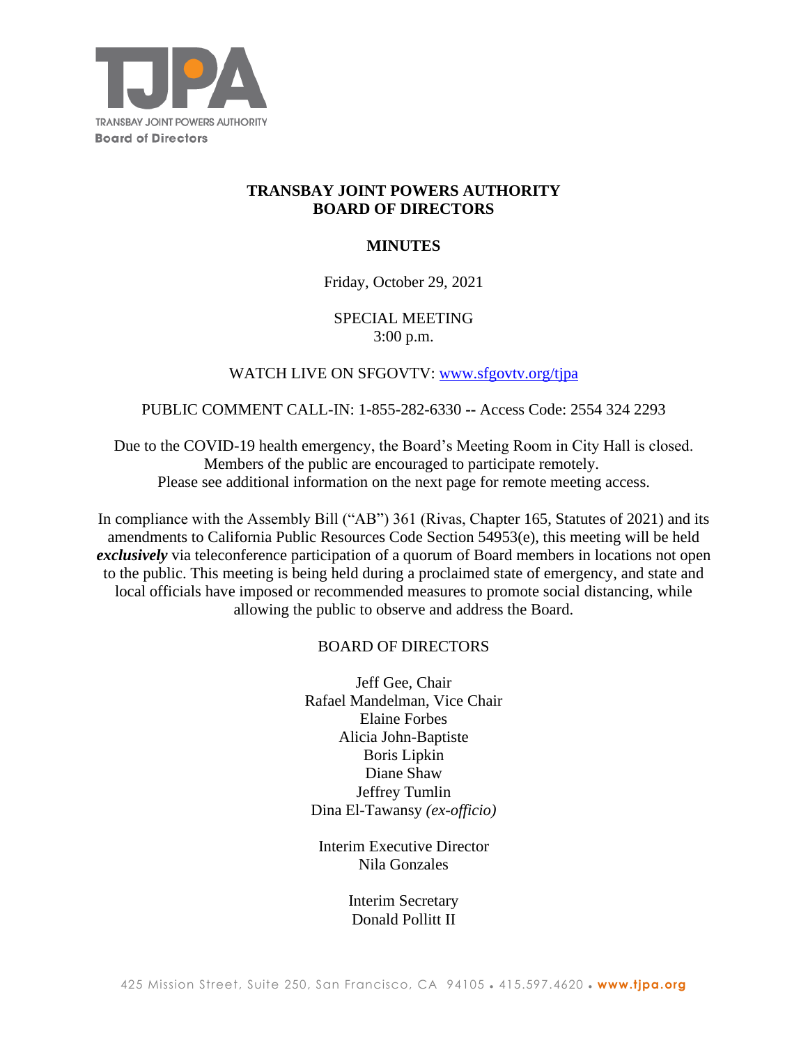TRANSBAY JOINT POWERS AUTHORITY
Board of Directors

# TRANSBAY JOINT POWERS AUTHORITY
# BOARD OF DIRECTORS

## MINUTES

Friday, October 29, 2021

SPECIAL MEETING
3:00 p.m.

WATCH LIVE ON SFGOVTV: www.sfgovtv.org/tjpa

PUBLIC COMMENT CALL-IN: 1-855-282-6330 -- Access Code: 2554 324 2293

Due to the COVID-19 health emergency, the Board's Meeting Room in City Hall is closed.
Members of the public are encouraged to participate remotely.
Please see additional information on the next page for remote meeting access.

In compliance with the Assembly Bill ("AB") 361 (Rivas, Chapter 165, Statutes of 2021) and its amendments to California Public Resources Code Section 54953(e), this meeting will be held ***exclusively*** via teleconference participation of a quorum of Board members in locations not open to the public. This meeting is being held during a proclaimed state of emergency, and state and local officials have imposed or recommended measures to promote social distancing, while allowing the public to observe and address the Board.

BOARD OF DIRECTORS

Jeff Gee, Chair
Rafael Mandelman, Vice Chair
Elaine Forbes
Alicia John-Baptiste
Boris Lipkin
Diane Shaw
Jeffrey Tumlin
Dina El-Tawansy *(ex-officio)*

Interim Executive Director
Nila Gonzales

Interim Secretary
Donald Pollitt II

425 Mission Street, Suite 250, San Francisco, CA 94105 • 415.597.4620 • www.tjpa.org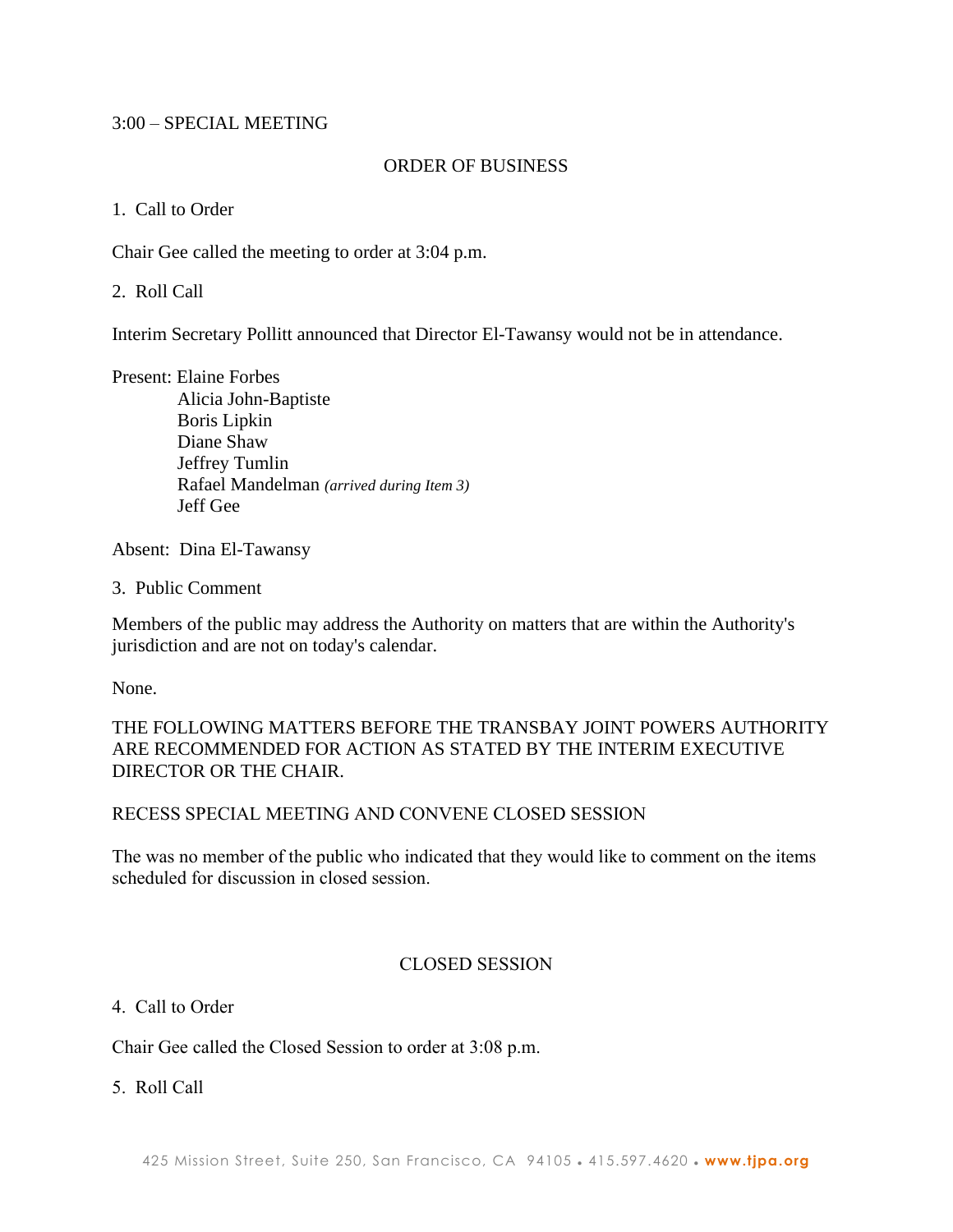3:00 – SPECIAL MEETING

ORDER OF BUSINESS

1. Call to Order

Chair Gee called the meeting to order at 3:04 p.m.

2. Roll Call

Interim Secretary Pollitt announced that Director El-Tawansy would not be in attendance.

Present: Elaine Forbes
Alicia John-Baptiste
Boris Lipkin
Diane Shaw
Jeffrey Tumlin
Rafael Mandelman *(arrived during Item 3)*
Jeff Gee

Absent: Dina El-Tawansy

3. Public Comment

Members of the public may address the Authority on matters that are within the Authority's jurisdiction and are not on today's calendar.

None.

THE FOLLOWING MATTERS BEFORE THE TRANSBAY JOINT POWERS AUTHORITY ARE RECOMMENDED FOR ACTION AS STATED BY THE INTERIM EXECUTIVE DIRECTOR OR THE CHAIR.

RECESS SPECIAL MEETING AND CONVENE CLOSED SESSION

The was no member of the public who indicated that they would like to comment on the items scheduled for discussion in closed session.

CLOSED SESSION

4. Call to Order

Chair Gee called the Closed Session to order at 3:08 p.m.

5. Roll Call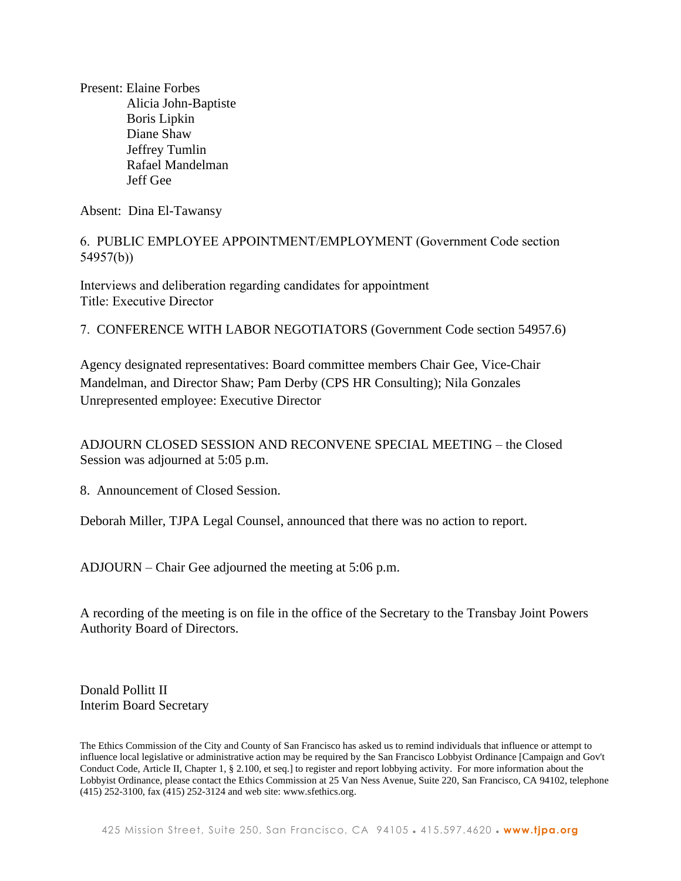Present: Elaine Forbes
Alicia John-Baptiste
Boris Lipkin
Diane Shaw
Jeffrey Tumlin
Rafael Mandelman
Jeff Gee

Absent: Dina El-Tawansy

6. PUBLIC EMPLOYEE APPOINTMENT/EMPLOYMENT (Government Code section 54957(b))

Interviews and deliberation regarding candidates for appointment
Title: Executive Director

7. CONFERENCE WITH LABOR NEGOTIATORS (Government Code section 54957.6)

Agency designated representatives: Board committee members Chair Gee, Vice-Chair Mandelman, and Director Shaw; Pam Derby (CPS HR Consulting); Nila Gonzales
Unrepresented employee: Executive Director

ADJOURN CLOSED SESSION AND RECONVENE SPECIAL MEETING – the Closed Session was adjourned at 5:05 p.m.

8. Announcement of Closed Session.

Deborah Miller, TJPA Legal Counsel, announced that there was no action to report.

ADJOURN – Chair Gee adjourned the meeting at 5:06 p.m.

A recording of the meeting is on file in the office of the Secretary to the Transbay Joint Powers Authority Board of Directors.

Donald Pollitt II
Interim Board Secretary

The Ethics Commission of the City and County of San Francisco has asked us to remind individuals that influence or attempt to influence local legislative or administrative action may be required by the San Francisco Lobbyist Ordinance [Campaign and Gov't Conduct Code, Article II, Chapter 1, § 2.100, et seq.] to register and report lobbying activity. For more information about the Lobbyist Ordinance, please contact the Ethics Commission at 25 Van Ness Avenue, Suite 220, San Francisco, CA 94102, telephone (415) 252-3100, fax (415) 252-3124 and web site: www.sfethics.org.